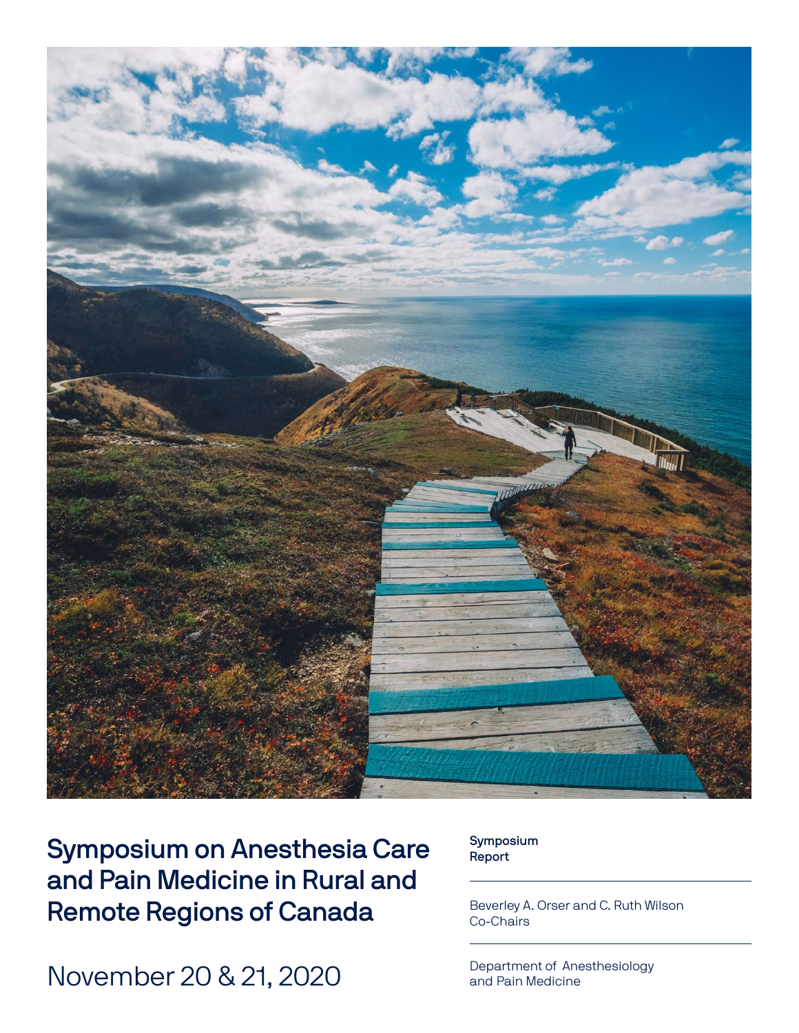# Symposium on Anesthesia Care and Pain Medicine in Rural and Remote Regions of Canada

November 20 & 21, 2020

**Symposium Report**

Beverley A. Orser and C. Ruth Wilson
Co-Chairs

Department of Anesthesiology and Pain Medicine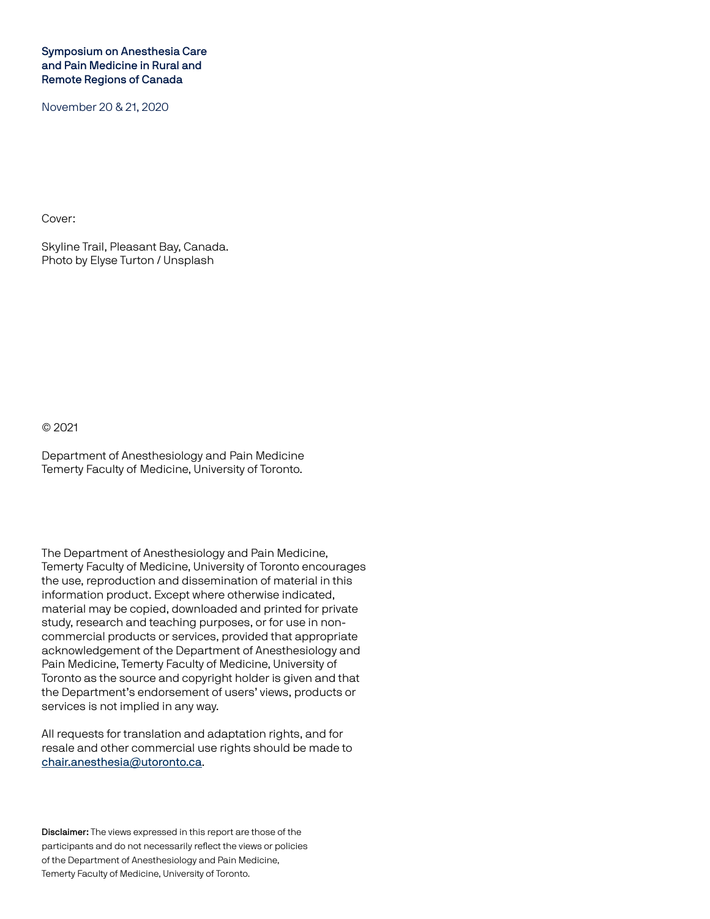**Symposium on Anesthesia Care and Pain Medicine in Rural and Remote Regions of Canada**

November 20 & 21, 2020

Cover:

Skyline Trail, Pleasant Bay, Canada.
Photo by Elyse Turton / Unsplash

© 2021

Department of Anesthesiology and Pain Medicine
Temerty Faculty of Medicine, University of Toronto.

The Department of Anesthesiology and Pain Medicine, Temerty Faculty of Medicine, University of Toronto encourages the use, reproduction and dissemination of material in this information product. Except where otherwise indicated, material may be copied, downloaded and printed for private study, research and teaching purposes, or for use in non-commercial products or services, provided that appropriate acknowledgement of the Department of Anesthesiology and Pain Medicine, Temerty Faculty of Medicine, University of Toronto as the source and copyright holder is given and that the Department's endorsement of users' views, products or services is not implied in any way.

All requests for translation and adaptation rights, and for resale and other commercial use rights should be made to chair.anesthesia@utoronto.ca.

**Disclaimer:** The views expressed in this report are those of the participants and do not necessarily reflect the views or policies of the Department of Anesthesiology and Pain Medicine, Temerty Faculty of Medicine, University of Toronto.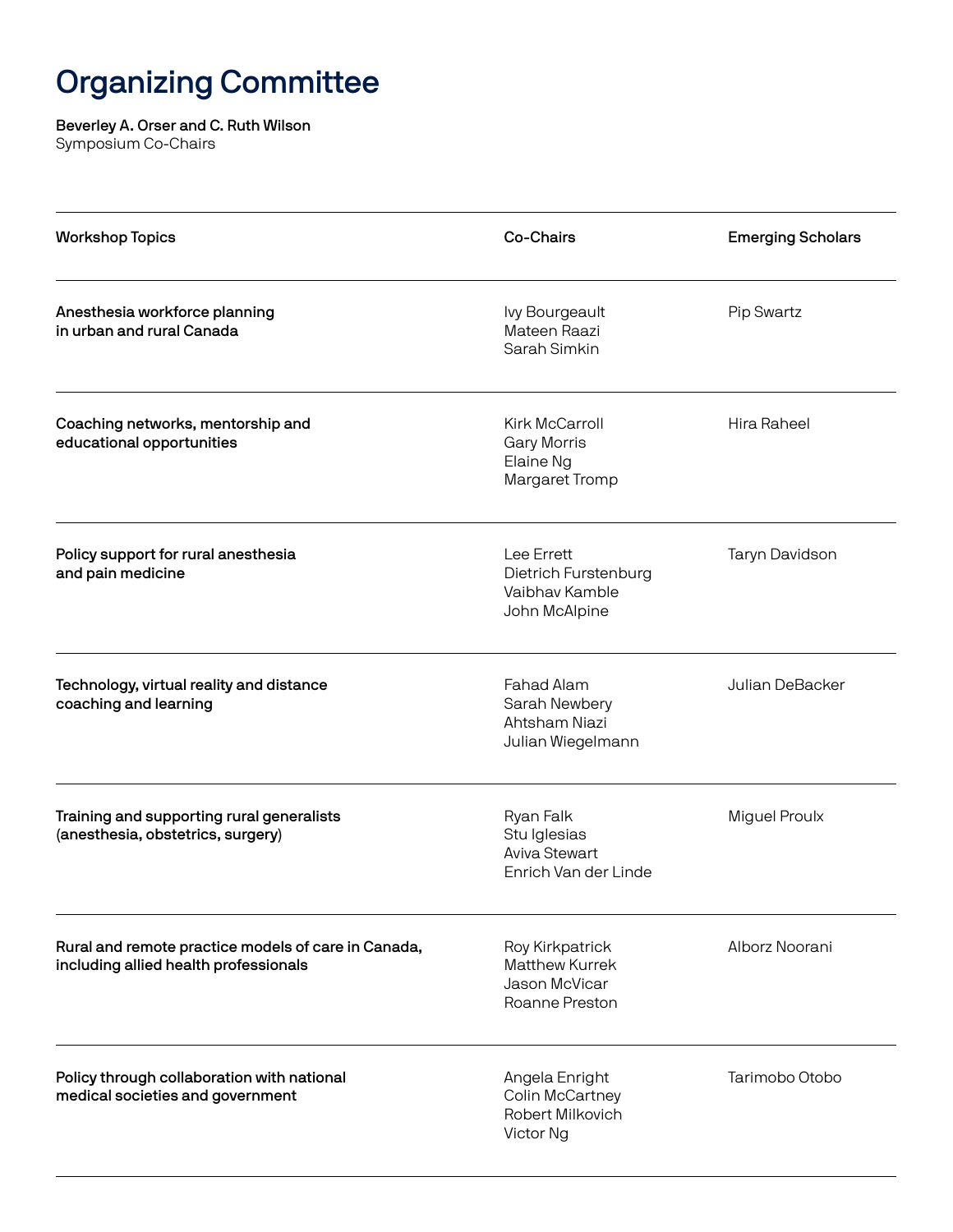# Organizing Committee

**Beverley A. Orser and C. Ruth Wilson**
Symposium Co-Chairs

| Workshop Topics | Co-Chairs | Emerging Scholars |
| --- | --- | --- |
| **Anesthesia workforce planning in urban and rural Canada** | Ivy Bourgeault<br>Mateen Raazi<br>Sarah Simkin | Pip Swartz |
| **Coaching networks, mentorship and educational opportunities** | Kirk McCarroll<br>Gary Morris<br>Elaine Ng<br>Margaret Tromp | Hira Raheel |
| **Policy support for rural anesthesia and pain medicine** | Lee Errett<br>Dietrich Furstenburg<br>Vaibhav Kamble<br>John McAlpine | Taryn Davidson |
| **Technology, virtual reality and distance coaching and learning** | Fahad Alam<br>Sarah Newbery<br>Ahtsham Niazi<br>Julian Wiegelmann | Julian DeBacker |
| **Training and supporting rural generalists (anesthesia, obstetrics, surgery)** | Ryan Falk<br>Stu Iglesias<br>Aviva Stewart<br>Enrich Van der Linde | Miguel Proulx |
| **Rural and remote practice models of care in Canada, including allied health professionals** | Roy Kirkpatrick<br>Matthew Kurrek<br>Jason McVicar<br>Roanne Preston | Alborz Noorani |
| **Policy through collaboration with national medical societies and government** | Angela Enright<br>Colin McCartney<br>Robert Milkovich<br>Victor Ng | Tarimobo Otobo |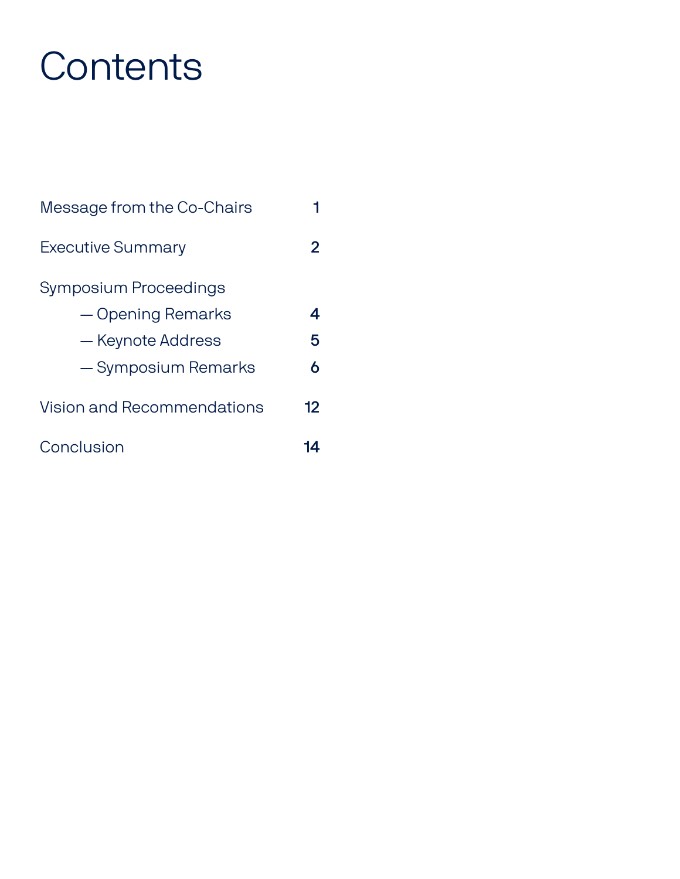# Contents

| | |
|---|---|
| Message from the Co-Chairs | 1 |
| Executive Summary | 2 |
| Symposium Proceedings | |
| — Opening Remarks | 4 |
| — Keynote Address | 5 |
| — Symposium Remarks | 6 |
| Vision and Recommendations | 12 |
| Conclusion | 14 |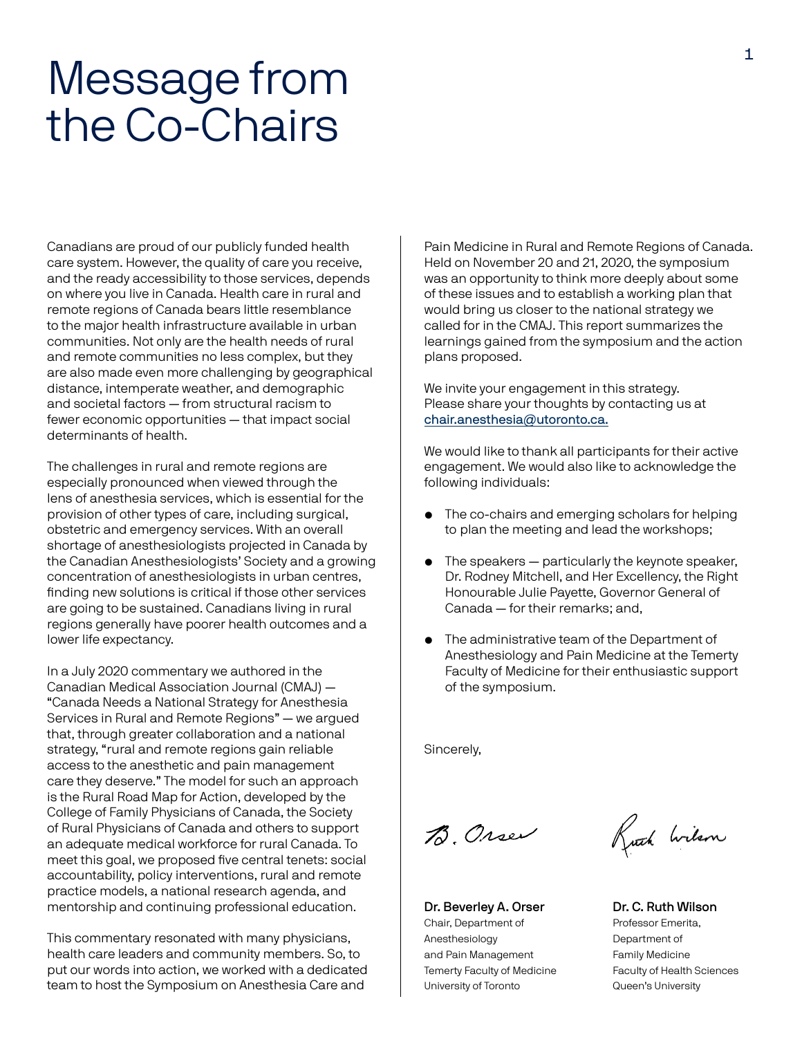# Message from the Co-Chairs

Canadians are proud of our publicly funded health care system. However, the quality of care you receive, and the ready accessibility to those services, depends on where you live in Canada. Health care in rural and remote regions of Canada bears little resemblance to the major health infrastructure available in urban communities. Not only are the health needs of rural and remote communities no less complex, but they are also made even more challenging by geographical distance, intemperate weather, and demographic and societal factors — from structural racism to fewer economic opportunities — that impact social determinants of health.

The challenges in rural and remote regions are especially pronounced when viewed through the lens of anesthesia services, which is essential for the provision of other types of care, including surgical, obstetric and emergency services. With an overall shortage of anesthesiologists projected in Canada by the Canadian Anesthesiologists' Society and a growing concentration of anesthesiologists in urban centres, finding new solutions is critical if those other services are going to be sustained. Canadians living in rural regions generally have poorer health outcomes and a lower life expectancy.

In a July 2020 commentary we authored in the Canadian Medical Association Journal (CMAJ) — "Canada Needs a National Strategy for Anesthesia Services in Rural and Remote Regions" — we argued that, through greater collaboration and a national strategy, "rural and remote regions gain reliable access to the anesthetic and pain management care they deserve." The model for such an approach is the Rural Road Map for Action, developed by the College of Family Physicians of Canada, the Society of Rural Physicians of Canada and others to support an adequate medical workforce for rural Canada. To meet this goal, we proposed five central tenets: social accountability, policy interventions, rural and remote practice models, a national research agenda, and mentorship and continuing professional education.

This commentary resonated with many physicians, health care leaders and community members. So, to put our words into action, we worked with a dedicated team to host the Symposium on Anesthesia Care and Pain Medicine in Rural and Remote Regions of Canada. Held on November 20 and 21, 2020, the symposium was an opportunity to think more deeply about some of these issues and to establish a working plan that would bring us closer to the national strategy we called for in the CMAJ. This report summarizes the learnings gained from the symposium and the action plans proposed.

We invite your engagement in this strategy. Please share your thoughts by contacting us at chair.anesthesia@utoronto.ca.

We would like to thank all participants for their active engagement. We would also like to acknowledge the following individuals:

- The co-chairs and emerging scholars for helping to plan the meeting and lead the workshops;
- The speakers — particularly the keynote speaker, Dr. Rodney Mitchell, and Her Excellency, the Right Honourable Julie Payette, Governor General of Canada — for their remarks; and,
- The administrative team of the Department of Anesthesiology and Pain Medicine at the Temerty Faculty of Medicine for their enthusiastic support of the symposium.

Sincerely,

**Dr. Beverley A. Orser**
Chair, Department of Anesthesiology and Pain Management
Temerty Faculty of Medicine
University of Toronto

**Dr. C. Ruth Wilson**
Professor Emerita,
Department of Family Medicine
Faculty of Health Sciences
Queen's University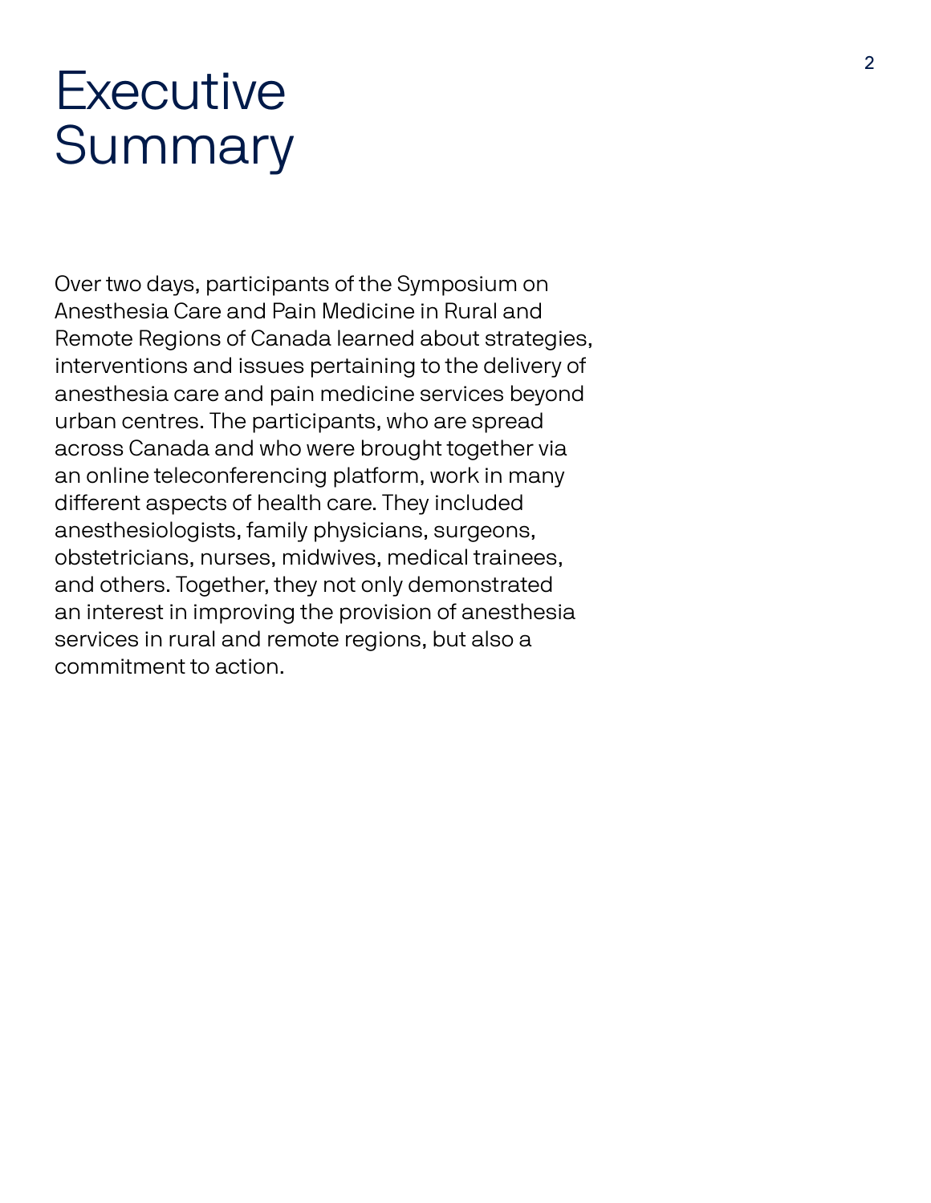# Executive Summary

Over two days, participants of the Symposium on Anesthesia Care and Pain Medicine in Rural and Remote Regions of Canada learned about strategies, interventions and issues pertaining to the delivery of anesthesia care and pain medicine services beyond urban centres. The participants, who are spread across Canada and who were brought together via an online teleconferencing platform, work in many different aspects of health care. They included anesthesiologists, family physicians, surgeons, obstetricians, nurses, midwives, medical trainees, and others. Together, they not only demonstrated an interest in improving the provision of anesthesia services in rural and remote regions, but also a commitment to action.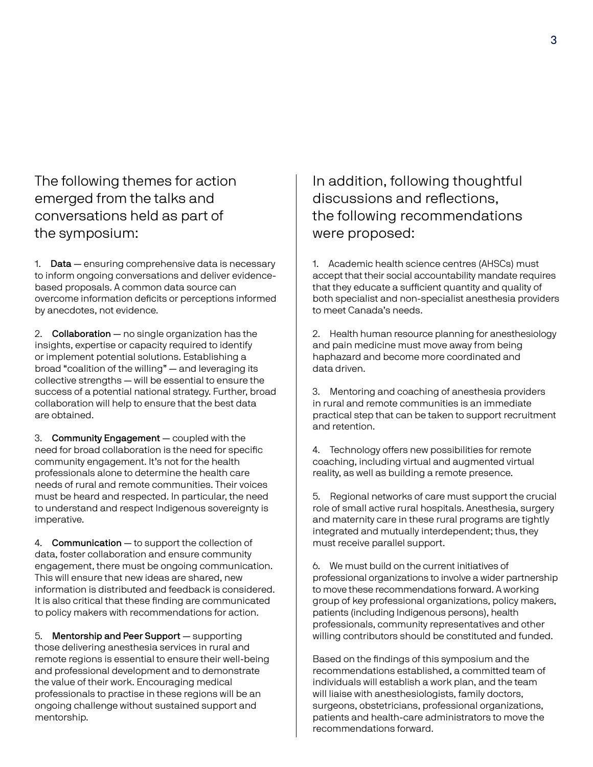The following themes for action emerged from the talks and conversations held as part of the symposium:

1. **Data** — ensuring comprehensive data is necessary to inform ongoing conversations and deliver evidence-based proposals. A common data source can overcome information deficits or perceptions informed by anecdotes, not evidence.

2. **Collaboration** — no single organization has the insights, expertise or capacity required to identify or implement potential solutions. Establishing a broad "coalition of the willing" — and leveraging its collective strengths — will be essential to ensure the success of a potential national strategy. Further, broad collaboration will help to ensure that the best data are obtained.

3. **Community Engagement** — coupled with the need for broad collaboration is the need for specific community engagement. It's not for the health professionals alone to determine the health care needs of rural and remote communities. Their voices must be heard and respected. In particular, the need to understand and respect Indigenous sovereignty is imperative.

4. **Communication** — to support the collection of data, foster collaboration and ensure community engagement, there must be ongoing communication. This will ensure that new ideas are shared, new information is distributed and feedback is considered. It is also critical that these finding are communicated to policy makers with recommendations for action.

5. **Mentorship and Peer Support** — supporting those delivering anesthesia services in rural and remote regions is essential to ensure their well-being and professional development and to demonstrate the value of their work. Encouraging medical professionals to practise in these regions will be an ongoing challenge without sustained support and mentorship.

In addition, following thoughtful discussions and reflections, the following recommendations were proposed:

1. Academic health science centres (AHSCs) must accept that their social accountability mandate requires that they educate a sufficient quantity and quality of both specialist and non-specialist anesthesia providers to meet Canada's needs.

2. Health human resource planning for anesthesiology and pain medicine must move away from being haphazard and become more coordinated and data driven.

3. Mentoring and coaching of anesthesia providers in rural and remote communities is an immediate practical step that can be taken to support recruitment and retention.

4. Technology offers new possibilities for remote coaching, including virtual and augmented virtual reality, as well as building a remote presence.

5. Regional networks of care must support the crucial role of small active rural hospitals. Anesthesia, surgery and maternity care in these rural programs are tightly integrated and mutually interdependent; thus, they must receive parallel support.

6. We must build on the current initiatives of professional organizations to involve a wider partnership to move these recommendations forward. A working group of key professional organizations, policy makers, patients (including Indigenous persons), health professionals, community representatives and other willing contributors should be constituted and funded.

Based on the findings of this symposium and the recommendations established, a committed team of individuals will establish a work plan, and the team will liaise with anesthesiologists, family doctors, surgeons, obstetricians, professional organizations, patients and health-care administrators to move the recommendations forward.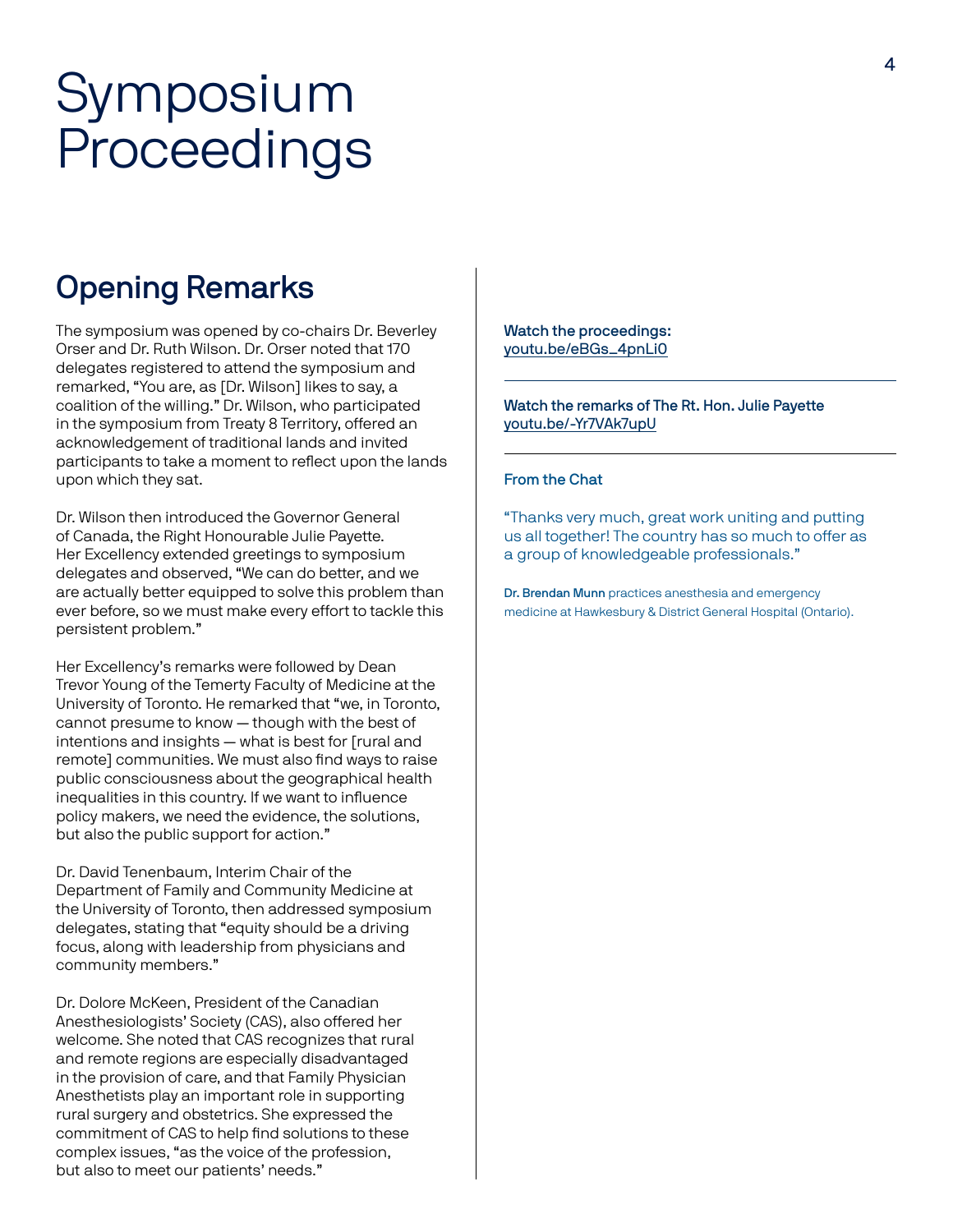# Symposium Proceedings

## Opening Remarks

The symposium was opened by co-chairs Dr. Beverley Orser and Dr. Ruth Wilson. Dr. Orser noted that 170 delegates registered to attend the symposium and remarked, "You are, as [Dr. Wilson] likes to say, a coalition of the willing." Dr. Wilson, who participated in the symposium from Treaty 8 Territory, offered an acknowledgement of traditional lands and invited participants to take a moment to reflect upon the lands upon which they sat.

Dr. Wilson then introduced the Governor General of Canada, the Right Honourable Julie Payette. Her Excellency extended greetings to symposium delegates and observed, "We can do better, and we are actually better equipped to solve this problem than ever before, so we must make every effort to tackle this persistent problem."

Her Excellency's remarks were followed by Dean Trevor Young of the Temerty Faculty of Medicine at the University of Toronto. He remarked that "we, in Toronto, cannot presume to know — though with the best of intentions and insights — what is best for [rural and remote] communities. We must also find ways to raise public consciousness about the geographical health inequalities in this country. If we want to influence policy makers, we need the evidence, the solutions, but also the public support for action."

Dr. David Tenenbaum, Interim Chair of the Department of Family and Community Medicine at the University of Toronto, then addressed symposium delegates, stating that "equity should be a driving focus, along with leadership from physicians and community members."

Dr. Dolore McKeen, President of the Canadian Anesthesiologists' Society (CAS), also offered her welcome. She noted that CAS recognizes that rural and remote regions are especially disadvantaged in the provision of care, and that Family Physician Anesthetists play an important role in supporting rural surgery and obstetrics. She expressed the commitment of CAS to help find solutions to these complex issues, "as the voice of the profession, but also to meet our patients' needs."

**Watch the proceedings:**
youtu.be/eBGs_4pnLi0

---

**Watch the remarks of The Rt. Hon. Julie Payette**
youtu.be/-Yr7VAk7upU

---

**From the Chat**

"Thanks very much, great work uniting and putting us all together! The country has so much to offer as a group of knowledgeable professionals."

**Dr. Brendan Munn** practices anesthesia and emergency medicine at Hawkesbury & District General Hospital (Ontario).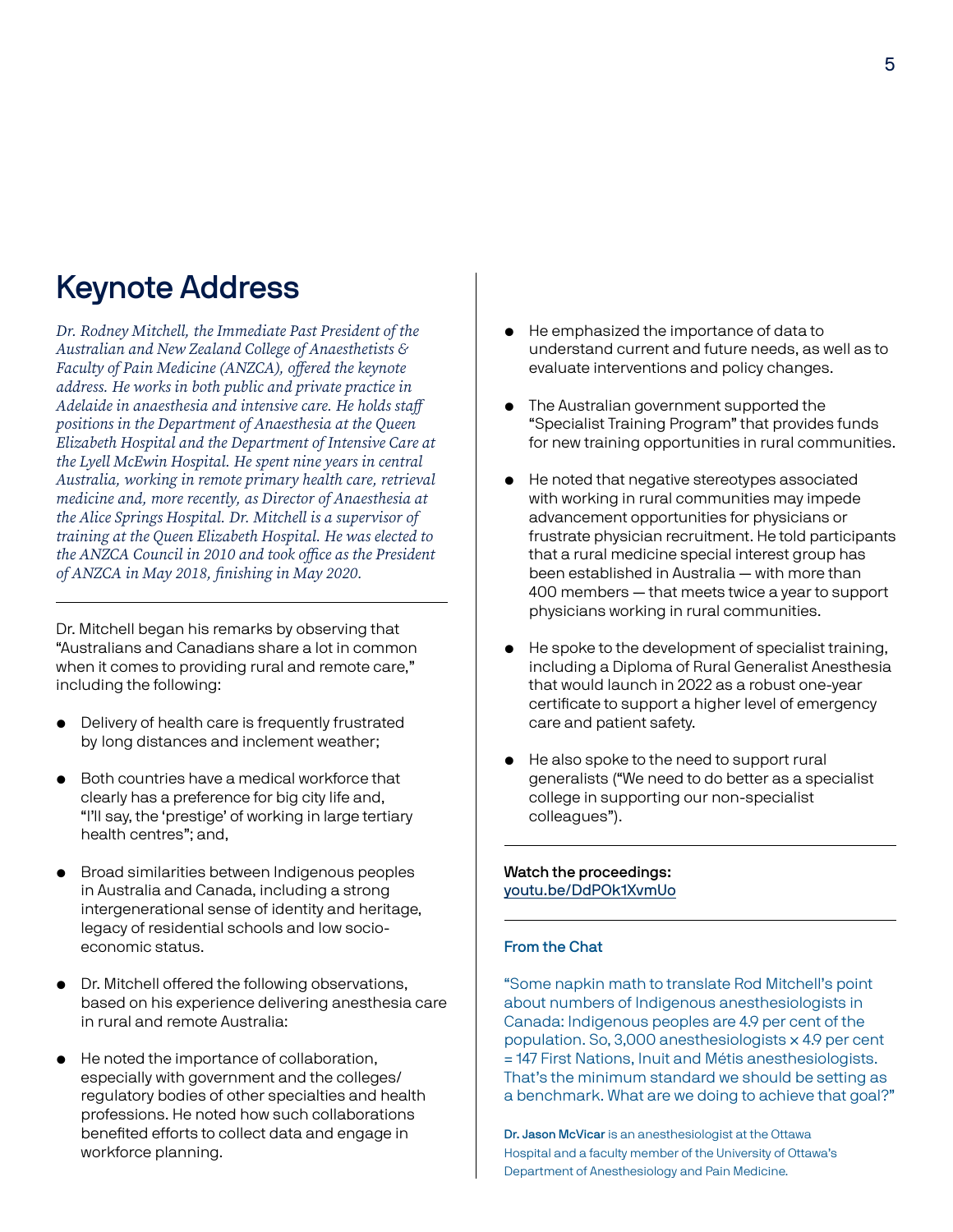## Keynote Address

*Dr. Rodney Mitchell, the Immediate Past President of the Australian and New Zealand College of Anaesthetists & Faculty of Pain Medicine (ANZCA), offered the keynote address. He works in both public and private practice in Adelaide in anaesthesia and intensive care. He holds staff positions in the Department of Anaesthesia at the Queen Elizabeth Hospital and the Department of Intensive Care at the Lyell McEwin Hospital. He spent nine years in central Australia, working in remote primary health care, retrieval medicine and, more recently, as Director of Anaesthesia at the Alice Springs Hospital. Dr. Mitchell is a supervisor of training at the Queen Elizabeth Hospital. He was elected to the ANZCA Council in 2010 and took office as the President of ANZCA in May 2018, finishing in May 2020.*

---

Dr. Mitchell began his remarks by observing that "Australians and Canadians share a lot in common when it comes to providing rural and remote care," including the following:

- Delivery of health care is frequently frustrated by long distances and inclement weather;
- Both countries have a medical workforce that clearly has a preference for big city life and, "I'll say, the 'prestige' of working in large tertiary health centres"; and,
- Broad similarities between Indigenous peoples in Australia and Canada, including a strong intergenerational sense of identity and heritage, legacy of residential schools and low socio-economic status.
- Dr. Mitchell offered the following observations, based on his experience delivering anesthesia care in rural and remote Australia:
- He noted the importance of collaboration, especially with government and the colleges/regulatory bodies of other specialties and health professions. He noted how such collaborations benefited efforts to collect data and engage in workforce planning.
- He emphasized the importance of data to understand current and future needs, as well as to evaluate interventions and policy changes.
- The Australian government supported the "Specialist Training Program" that provides funds for new training opportunities in rural communities.
- He noted that negative stereotypes associated with working in rural communities may impede advancement opportunities for physicians or frustrate physician recruitment. He told participants that a rural medicine special interest group has been established in Australia — with more than 400 members — that meets twice a year to support physicians working in rural communities.
- He spoke to the development of specialist training, including a Diploma of Rural Generalist Anesthesia that would launch in 2022 as a robust one-year certificate to support a higher level of emergency care and patient safety.
- He also spoke to the need to support rural generalists ("We need to do better as a specialist college in supporting our non-specialist colleagues").

---

**Watch the proceedings:**
youtu.be/DdPOk1XvmUo

---

**From the Chat**

"Some napkin math to translate Rod Mitchell's point about numbers of Indigenous anesthesiologists in Canada: Indigenous peoples are 4.9 per cent of the population. So, 3,000 anesthesiologists × 4.9 per cent = 147 First Nations, Inuit and Métis anesthesiologists. That's the minimum standard we should be setting as a benchmark. What are we doing to achieve that goal?"

**Dr. Jason McVicar** is an anesthesiologist at the Ottawa Hospital and a faculty member of the University of Ottawa's Department of Anesthesiology and Pain Medicine.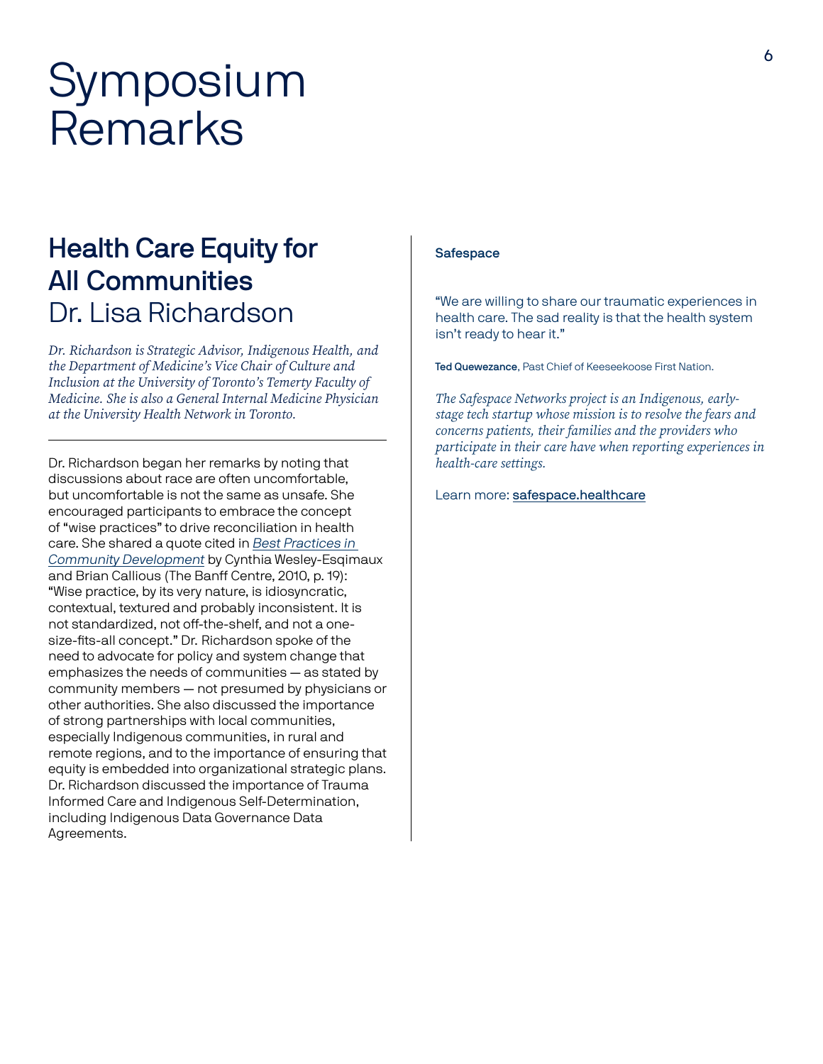# Symposium Remarks

## Health Care Equity for All Communities
Dr. Lisa Richardson

*Dr. Richardson is Strategic Advisor, Indigenous Health, and the Department of Medicine's Vice Chair of Culture and Inclusion at the University of Toronto's Temerty Faculty of Medicine. She is also a General Internal Medicine Physician at the University Health Network in Toronto.*

---

Dr. Richardson began her remarks by noting that discussions about race are often uncomfortable, but uncomfortable is not the same as unsafe. She encouraged participants to embrace the concept of "wise practices" to drive reconciliation in health care. She shared a quote cited in *Best Practices in Community Development* by Cynthia Wesley-Esqimaux and Brian Callious (The Banff Centre, 2010, p. 19): "Wise practice, by its very nature, is idiosyncratic, contextual, textured and probably inconsistent. It is not standardized, not off-the-shelf, and not a one-size-fits-all concept." Dr. Richardson spoke of the need to advocate for policy and system change that emphasizes the needs of communities — as stated by community members — not presumed by physicians or other authorities. She also discussed the importance of strong partnerships with local communities, especially Indigenous communities, in rural and remote regions, and to the importance of ensuring that equity is embedded into organizational strategic plans. Dr. Richardson discussed the importance of Trauma Informed Care and Indigenous Self-Determination, including Indigenous Data Governance Data Agreements.

**Safespace**

"We are willing to share our traumatic experiences in health care. The sad reality is that the health system isn't ready to hear it."

**Ted Quewezance**, Past Chief of Keeseekoose First Nation.

*The Safespace Networks project is an Indigenous, early-stage tech startup whose mission is to resolve the fears and concerns patients, their families and the providers who participate in their care have when reporting experiences in health-care settings.*

Learn more: safespace.healthcare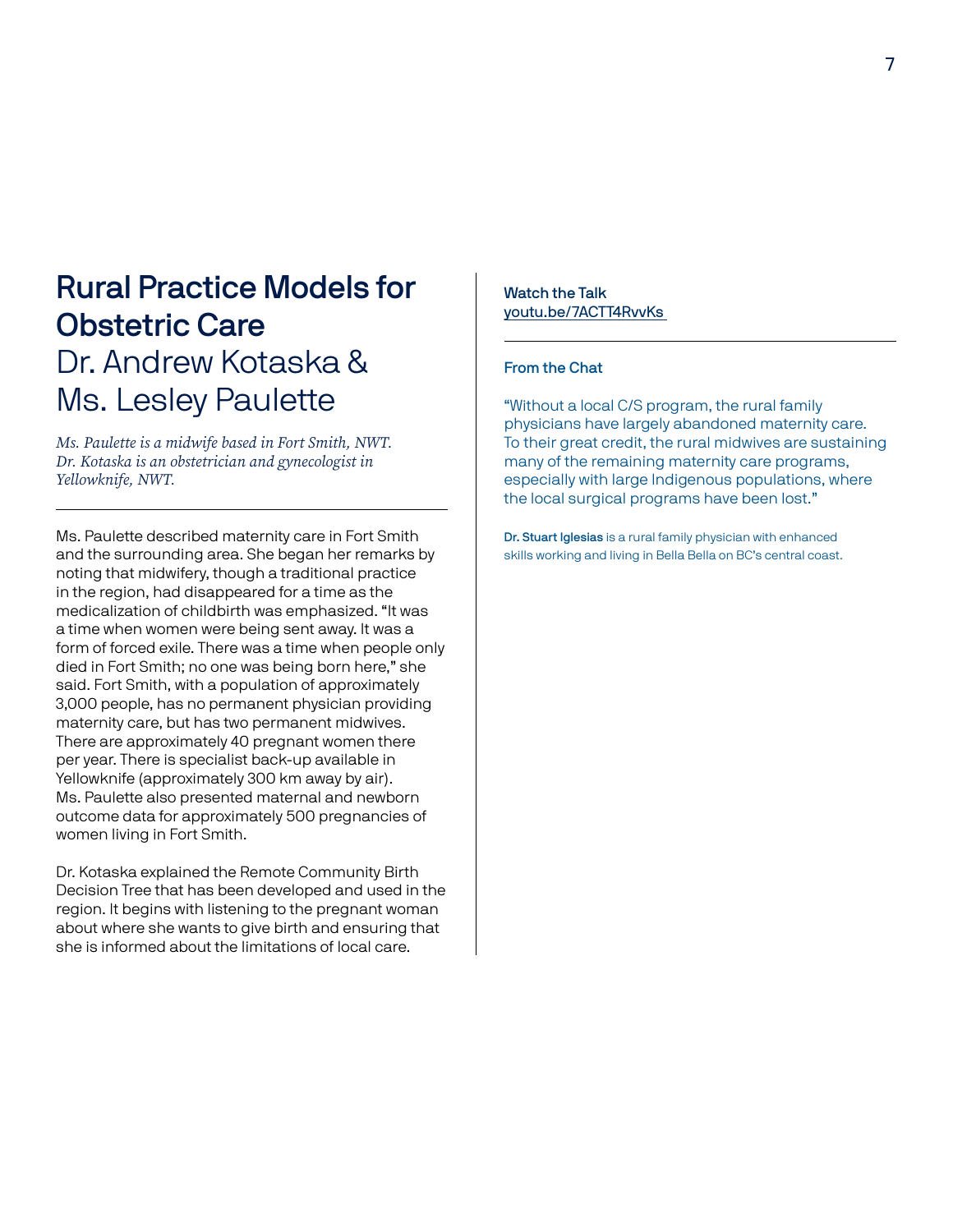# Rural Practice Models for Obstetric Care

## Dr. Andrew Kotaska & Ms. Lesley Paulette

*Ms. Paulette is a midwife based in Fort Smith, NWT. Dr. Kotaska is an obstetrician and gynecologist in Yellowknife, NWT.*

Ms. Paulette described maternity care in Fort Smith and the surrounding area. She began her remarks by noting that midwifery, though a traditional practice in the region, had disappeared for a time as the medicalization of childbirth was emphasized. “It was a time when women were being sent away. It was a form of forced exile. There was a time when people only died in Fort Smith; no one was being born here,” she said. Fort Smith, with a population of approximately 3,000 people, has no permanent physician providing maternity care, but has two permanent midwives. There are approximately 40 pregnant women there per year. There is specialist back-up available in Yellowknife (approximately 300 km away by air). Ms. Paulette also presented maternal and newborn outcome data for approximately 500 pregnancies of women living in Fort Smith.

Dr. Kotaska explained the Remote Community Birth Decision Tree that has been developed and used in the region. It begins with listening to the pregnant woman about where she wants to give birth and ensuring that she is informed about the limitations of local care.

**Watch the Talk**
youtu.be/7ACTT4RvvKs

**From the Chat**

“Without a local C/S program, the rural family physicians have largely abandoned maternity care. To their great credit, the rural midwives are sustaining many of the remaining maternity care programs, especially with large Indigenous populations, where the local surgical programs have been lost.”

**Dr. Stuart Iglesias** is a rural family physician with enhanced skills working and living in Bella Bella on BC’s central coast.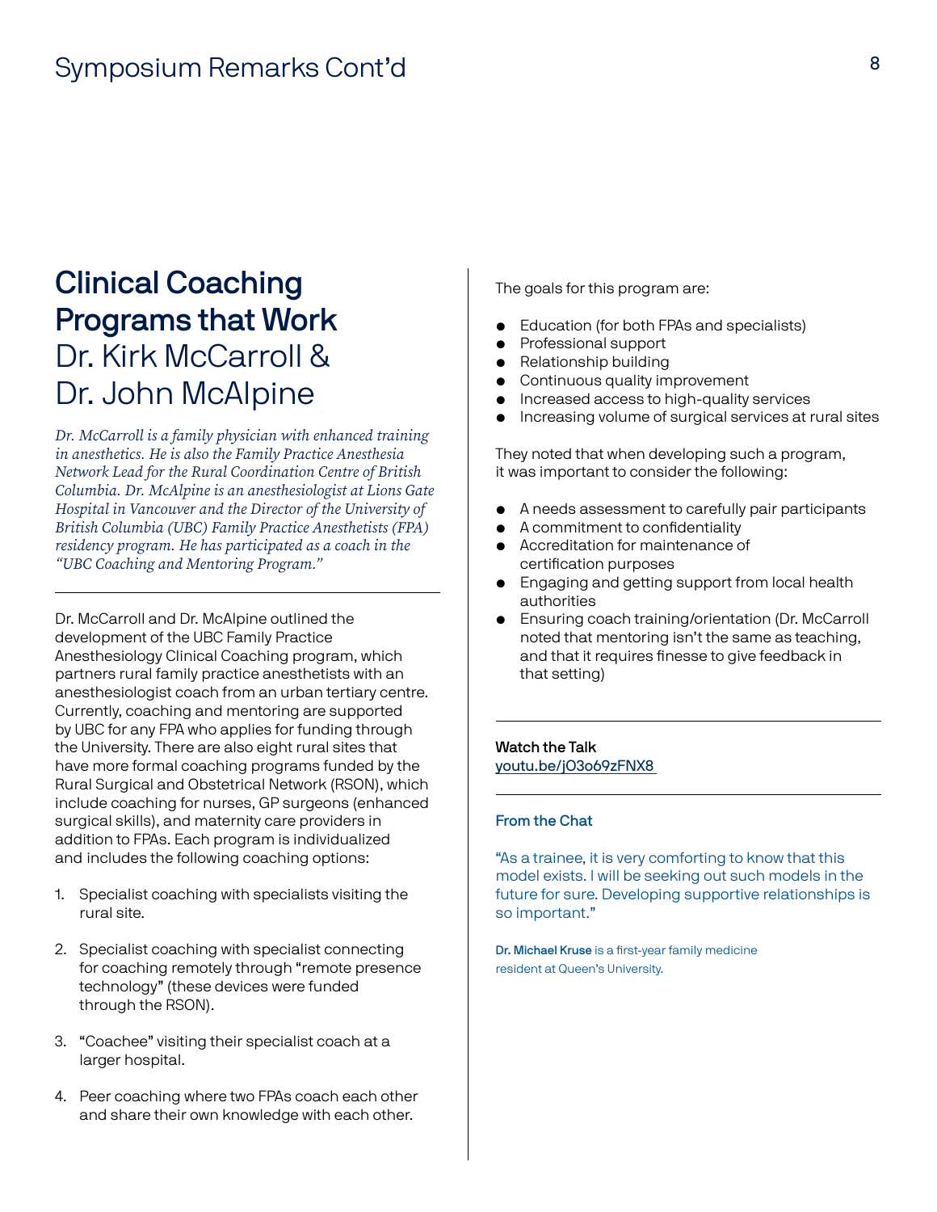## Clinical Coaching Programs that Work
Dr. Kirk McCarroll & Dr. John McAlpine

*Dr. McCarroll is a family physician with enhanced training in anesthetics. He is also the Family Practice Anesthesia Network Lead for the Rural Coordination Centre of British Columbia. Dr. McAlpine is an anesthesiologist at Lions Gate Hospital in Vancouver and the Director of the University of British Columbia (UBC) Family Practice Anesthetists (FPA) residency program. He has participated as a coach in the "UBC Coaching and Mentoring Program."*

Dr. McCarroll and Dr. McAlpine outlined the development of the UBC Family Practice Anesthesiology Clinical Coaching program, which partners rural family practice anesthetists with an anesthesiologist coach from an urban tertiary centre. Currently, coaching and mentoring are supported by UBC for any FPA who applies for funding through the University. There are also eight rural sites that have more formal coaching programs funded by the Rural Surgical and Obstetrical Network (RSON), which include coaching for nurses, GP surgeons (enhanced surgical skills), and maternity care providers in addition to FPAs. Each program is individualized and includes the following coaching options:

1. Specialist coaching with specialists visiting the rural site.
2. Specialist coaching with specialist connecting for coaching remotely through "remote presence technology" (these devices were funded through the RSON).
3. "Coachee" visiting their specialist coach at a larger hospital.
4. Peer coaching where two FPAs coach each other and share their own knowledge with each other.

The goals for this program are:

- Education (for both FPAs and specialists)
- Professional support
- Relationship building
- Continuous quality improvement
- Increased access to high-quality services
- Increasing volume of surgical services at rural sites

They noted that when developing such a program, it was important to consider the following:

- A needs assessment to carefully pair participants
- A commitment to confidentiality
- Accreditation for maintenance of certification purposes
- Engaging and getting support from local health authorities
- Ensuring coach training/orientation (Dr. McCarroll noted that mentoring isn't the same as teaching, and that it requires finesse to give feedback in that setting)

**Watch the Talk**
youtu.be/jO3o69zFNX8

**From the Chat**

"As a trainee, it is very comforting to know that this model exists. I will be seeking out such models in the future for sure. Developing supportive relationships is so important."

**Dr. Michael Kruse** is a first-year family medicine resident at Queen's University.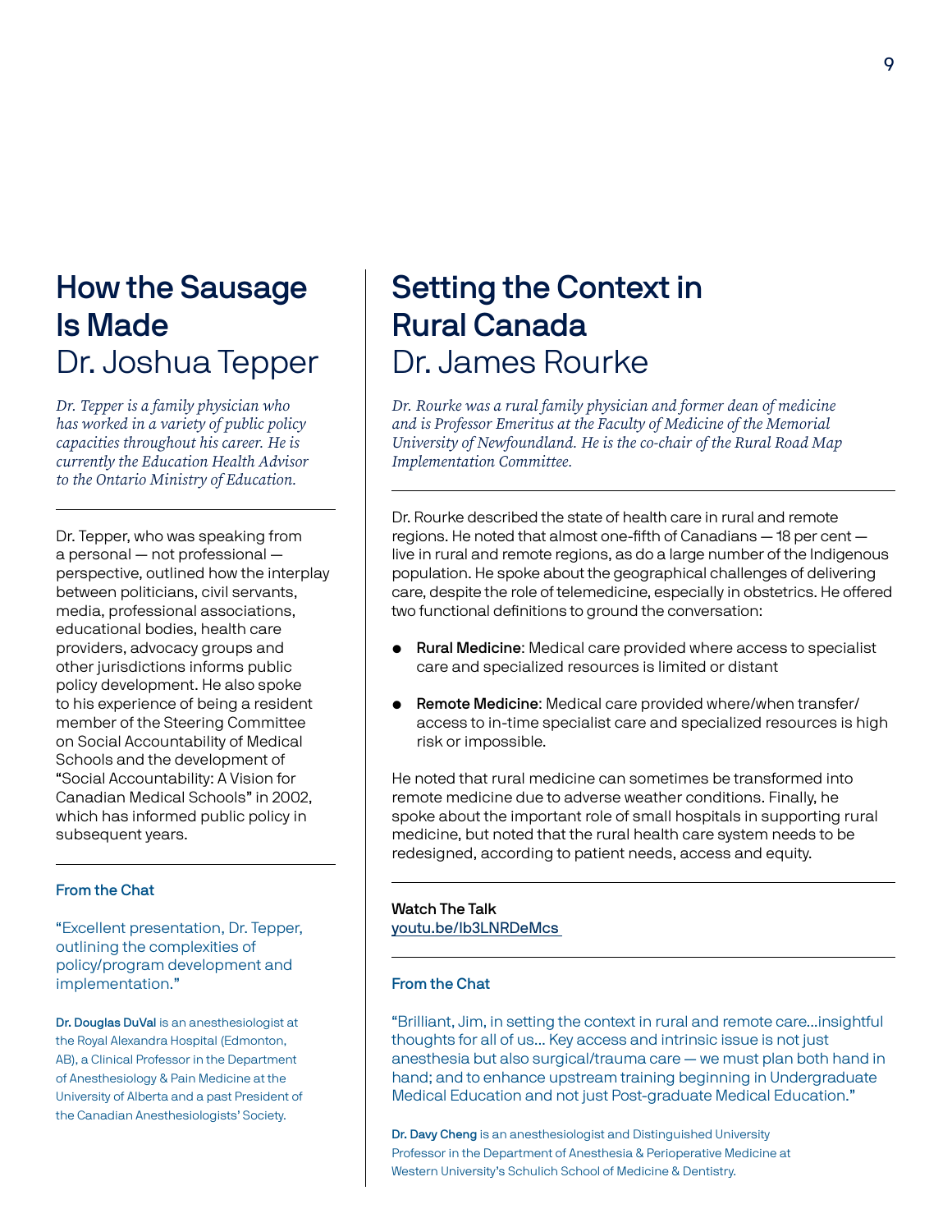## How the Sausage Is Made
## Dr. Joshua Tepper

*Dr. Tepper is a family physician who has worked in a variety of public policy capacities throughout his career. He is currently the Education Health Advisor to the Ontario Ministry of Education.*

Dr. Tepper, who was speaking from a personal — not professional — perspective, outlined how the interplay between politicians, civil servants, media, professional associations, educational bodies, health care providers, advocacy groups and other jurisdictions informs public policy development. He also spoke to his experience of being a resident member of the Steering Committee on Social Accountability of Medical Schools and the development of "Social Accountability: A Vision for Canadian Medical Schools" in 2002, which has informed public policy in subsequent years.

### From the Chat

"Excellent presentation, Dr. Tepper, outlining the complexities of policy/program development and implementation."

**Dr. Douglas DuVal** is an anesthesiologist at the Royal Alexandra Hospital (Edmonton, AB), a Clinical Professor in the Department of Anesthesiology & Pain Medicine at the University of Alberta and a past President of the Canadian Anesthesiologists' Society.

## Setting the Context in Rural Canada
## Dr. James Rourke

*Dr. Rourke was a rural family physician and former dean of medicine and is Professor Emeritus at the Faculty of Medicine of the Memorial University of Newfoundland. He is the co-chair of the Rural Road Map Implementation Committee.*

Dr. Rourke described the state of health care in rural and remote regions. He noted that almost one-fifth of Canadians — 18 per cent — live in rural and remote regions, as do a large number of the Indigenous population. He spoke about the geographical challenges of delivering care, despite the role of telemedicine, especially in obstetrics. He offered two functional definitions to ground the conversation:

- **Rural Medicine**: Medical care provided where access to specialist care and specialized resources is limited or distant
- **Remote Medicine**: Medical care provided where/when transfer/access to in-time specialist care and specialized resources is high risk or impossible.

He noted that rural medicine can sometimes be transformed into remote medicine due to adverse weather conditions. Finally, he spoke about the important role of small hospitals in supporting rural medicine, but noted that the rural health care system needs to be redesigned, according to patient needs, access and equity.

**Watch The Talk**
youtu.be/lb3LNRDeMcs

### From the Chat

"Brilliant, Jim, in setting the context in rural and remote care...insightful thoughts for all of us... Key access and intrinsic issue is not just anesthesia but also surgical/trauma care — we must plan both hand in hand; and to enhance upstream training beginning in Undergraduate Medical Education and not just Post-graduate Medical Education."

**Dr. Davy Cheng** is an anesthesiologist and Distinguished University Professor in the Department of Anesthesia & Perioperative Medicine at Western University's Schulich School of Medicine & Dentistry.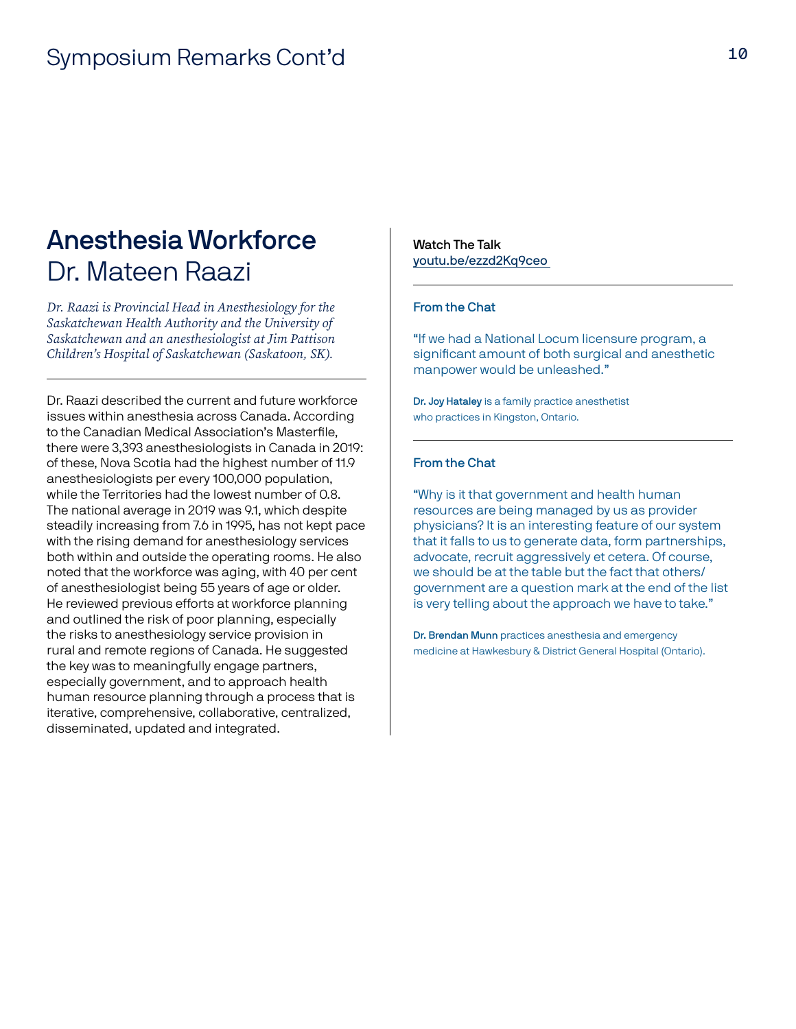# Symposium Remarks Cont'd

## Anesthesia Workforce
Dr. Mateen Raazi

*Dr. Raazi is Provincial Head in Anesthesiology for the Saskatchewan Health Authority and the University of Saskatchewan and an anesthesiologist at Jim Pattison Children's Hospital of Saskatchewan (Saskatoon, SK).*

---

Dr. Raazi described the current and future workforce issues within anesthesia across Canada. According to the Canadian Medical Association's Masterfile, there were 3,393 anesthesiologists in Canada in 2019: of these, Nova Scotia had the highest number of 11.9 anesthesiologists per every 100,000 population, while the Territories had the lowest number of 0.8. The national average in 2019 was 9.1, which despite steadily increasing from 7.6 in 1995, has not kept pace with the rising demand for anesthesiology services both within and outside the operating rooms. He also noted that the workforce was aging, with 40 per cent of anesthesiologist being 55 years of age or older. He reviewed previous efforts at workforce planning and outlined the risk of poor planning, especially the risks to anesthesiology service provision in rural and remote regions of Canada. He suggested the key was to meaningfully engage partners, especially government, and to approach health human resource planning through a process that is iterative, comprehensive, collaborative, centralized, disseminated, updated and integrated.

**Watch The Talk**
youtu.be/ezzd2Kq9ceo

---

**From the Chat**

"If we had a National Locum licensure program, a significant amount of both surgical and anesthetic manpower would be unleashed."

**Dr. Joy Hataley** is a family practice anesthetist who practices in Kingston, Ontario.

---

**From the Chat**

"Why is it that government and health human resources are being managed by us as provider physicians? It is an interesting feature of our system that it falls to us to generate data, form partnerships, advocate, recruit aggressively et cetera. Of course, we should be at the table but the fact that others/government are a question mark at the end of the list is very telling about the approach we have to take."

**Dr. Brendan Munn** practices anesthesia and emergency medicine at Hawkesbury & District General Hospital (Ontario).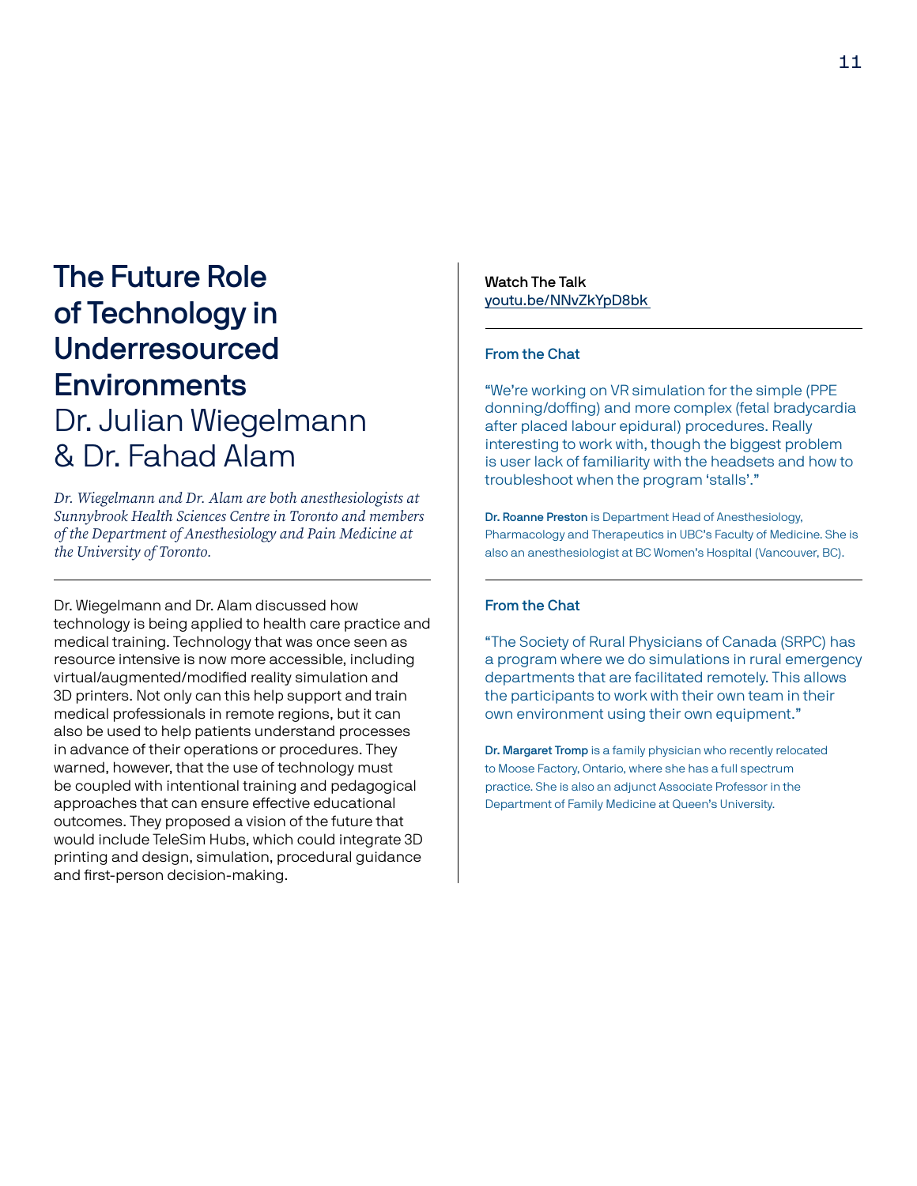# The Future Role of Technology in Underresourced Environments

## Dr. Julian Wiegelmann & Dr. Fahad Alam

*Dr. Wiegelmann and Dr. Alam are both anesthesiologists at Sunnybrook Health Sciences Centre in Toronto and members of the Department of Anesthesiology and Pain Medicine at the University of Toronto.*

Dr. Wiegelmann and Dr. Alam discussed how technology is being applied to health care practice and medical training. Technology that was once seen as resource intensive is now more accessible, including virtual/augmented/modified reality simulation and 3D printers. Not only can this help support and train medical professionals in remote regions, but it can also be used to help patients understand processes in advance of their operations or procedures. They warned, however, that the use of technology must be coupled with intentional training and pedagogical approaches that can ensure effective educational outcomes. They proposed a vision of the future that would include TeleSim Hubs, which could integrate 3D printing and design, simulation, procedural guidance and first-person decision-making.

**Watch The Talk**
youtu.be/NNvZkYpD8bk

### From the Chat

"We're working on VR simulation for the simple (PPE donning/doffing) and more complex (fetal bradycardia after placed labour epidural) procedures. Really interesting to work with, though the biggest problem is user lack of familiarity with the headsets and how to troubleshoot when the program 'stalls'."

**Dr. Roanne Preston** is Department Head of Anesthesiology, Pharmacology and Therapeutics in UBC's Faculty of Medicine. She is also an anesthesiologist at BC Women's Hospital (Vancouver, BC).

### From the Chat

"The Society of Rural Physicians of Canada (SRPC) has a program where we do simulations in rural emergency departments that are facilitated remotely. This allows the participants to work with their own team in their own environment using their own equipment."

**Dr. Margaret Tromp** is a family physician who recently relocated to Moose Factory, Ontario, where she has a full spectrum practice. She is also an adjunct Associate Professor in the Department of Family Medicine at Queen's University.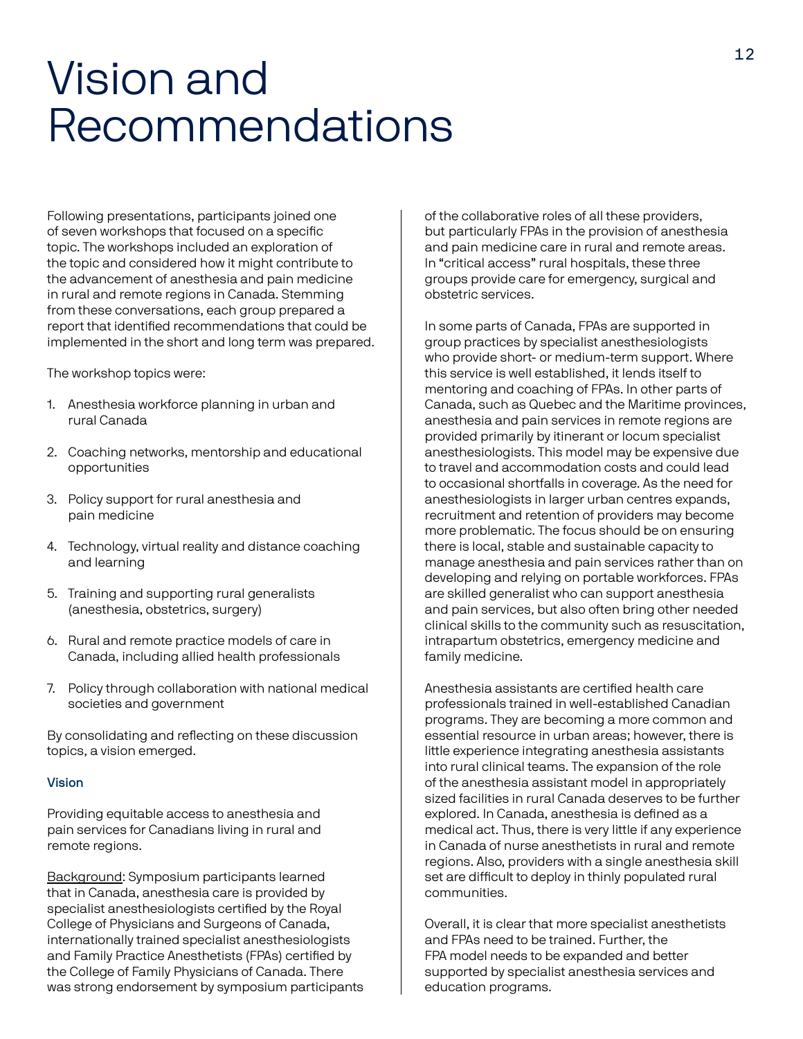# Vision and Recommendations

Following presentations, participants joined one of seven workshops that focused on a specific topic. The workshops included an exploration of the topic and considered how it might contribute to the advancement of anesthesia and pain medicine in rural and remote regions in Canada. Stemming from these conversations, each group prepared a report that identified recommendations that could be implemented in the short and long term was prepared.

The workshop topics were:

1. Anesthesia workforce planning in urban and rural Canada
2. Coaching networks, mentorship and educational opportunities
3. Policy support for rural anesthesia and pain medicine
4. Technology, virtual reality and distance coaching and learning
5. Training and supporting rural generalists (anesthesia, obstetrics, surgery)
6. Rural and remote practice models of care in Canada, including allied health professionals
7. Policy through collaboration with national medical societies and government

By consolidating and reflecting on these discussion topics, a vision emerged.

### Vision

Providing equitable access to anesthesia and pain services for Canadians living in rural and remote regions.

Background: Symposium participants learned that in Canada, anesthesia care is provided by specialist anesthesiologists certified by the Royal College of Physicians and Surgeons of Canada, internationally trained specialist anesthesiologists and Family Practice Anesthetists (FPAs) certified by the College of Family Physicians of Canada. There was strong endorsement by symposium participants of the collaborative roles of all these providers, but particularly FPAs in the provision of anesthesia and pain medicine care in rural and remote areas. In "critical access" rural hospitals, these three groups provide care for emergency, surgical and obstetric services.

In some parts of Canada, FPAs are supported in group practices by specialist anesthesiologists who provide short- or medium-term support. Where this service is well established, it lends itself to mentoring and coaching of FPAs. In other parts of Canada, such as Quebec and the Maritime provinces, anesthesia and pain services in remote regions are provided primarily by itinerant or locum specialist anesthesiologists. This model may be expensive due to travel and accommodation costs and could lead to occasional shortfalls in coverage. As the need for anesthesiologists in larger urban centres expands, recruitment and retention of providers may become more problematic. The focus should be on ensuring there is local, stable and sustainable capacity to manage anesthesia and pain services rather than on developing and relying on portable workforces. FPAs are skilled generalist who can support anesthesia and pain services, but also often bring other needed clinical skills to the community such as resuscitation, intrapartum obstetrics, emergency medicine and family medicine.

Anesthesia assistants are certified health care professionals trained in well-established Canadian programs. They are becoming a more common and essential resource in urban areas; however, there is little experience integrating anesthesia assistants into rural clinical teams. The expansion of the role of the anesthesia assistant model in appropriately sized facilities in rural Canada deserves to be further explored. In Canada, anesthesia is defined as a medical act. Thus, there is very little if any experience in Canada of nurse anesthetists in rural and remote regions. Also, providers with a single anesthesia skill set are difficult to deploy in thinly populated rural communities.

Overall, it is clear that more specialist anesthetists and FPAs need to be trained. Further, the FPA model needs to be expanded and better supported by specialist anesthesia services and education programs.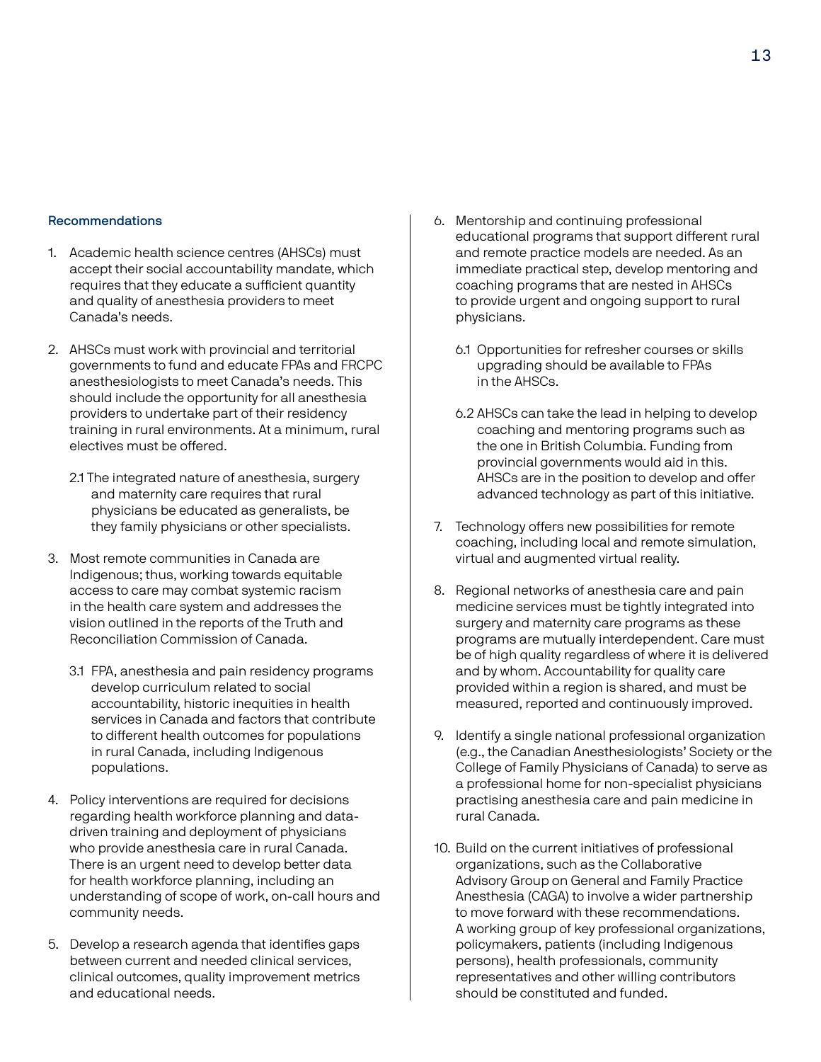### Recommendations

1. Academic health science centres (AHSCs) must accept their social accountability mandate, which requires that they educate a sufficient quantity and quality of anesthesia providers to meet Canada's needs.

2. AHSCs must work with provincial and territorial governments to fund and educate FPAs and FRCPC anesthesiologists to meet Canada's needs. This should include the opportunity for all anesthesia providers to undertake part of their residency training in rural environments. At a minimum, rural electives must be offered.

   2.1 The integrated nature of anesthesia, surgery and maternity care requires that rural physicians be educated as generalists, be they family physicians or other specialists.

3. Most remote communities in Canada are Indigenous; thus, working towards equitable access to care may combat systemic racism in the health care system and addresses the vision outlined in the reports of the Truth and Reconciliation Commission of Canada.

   3.1 FPA, anesthesia and pain residency programs develop curriculum related to social accountability, historic inequities in health services in Canada and factors that contribute to different health outcomes for populations in rural Canada, including Indigenous populations.

4. Policy interventions are required for decisions regarding health workforce planning and data-driven training and deployment of physicians who provide anesthesia care in rural Canada. There is an urgent need to develop better data for health workforce planning, including an understanding of scope of work, on-call hours and community needs.

5. Develop a research agenda that identifies gaps between current and needed clinical services, clinical outcomes, quality improvement metrics and educational needs.

6. Mentorship and continuing professional educational programs that support different rural and remote practice models are needed. As an immediate practical step, develop mentoring and coaching programs that are nested in AHSCs to provide urgent and ongoing support to rural physicians.

   6.1 Opportunities for refresher courses or skills upgrading should be available to FPAs in the AHSCs.

   6.2 AHSCs can take the lead in helping to develop coaching and mentoring programs such as the one in British Columbia. Funding from provincial governments would aid in this. AHSCs are in the position to develop and offer advanced technology as part of this initiative.

7. Technology offers new possibilities for remote coaching, including local and remote simulation, virtual and augmented virtual reality.

8. Regional networks of anesthesia care and pain medicine services must be tightly integrated into surgery and maternity care programs as these programs are mutually interdependent. Care must be of high quality regardless of where it is delivered and by whom. Accountability for quality care provided within a region is shared, and must be measured, reported and continuously improved.

9. Identify a single national professional organization (e.g., the Canadian Anesthesiologists' Society or the College of Family Physicians of Canada) to serve as a professional home for non-specialist physicians practising anesthesia care and pain medicine in rural Canada.

10. Build on the current initiatives of professional organizations, such as the Collaborative Advisory Group on General and Family Practice Anesthesia (CAGA) to involve a wider partnership to move forward with these recommendations. A working group of key professional organizations, policymakers, patients (including Indigenous persons), health professionals, community representatives and other willing contributors should be constituted and funded.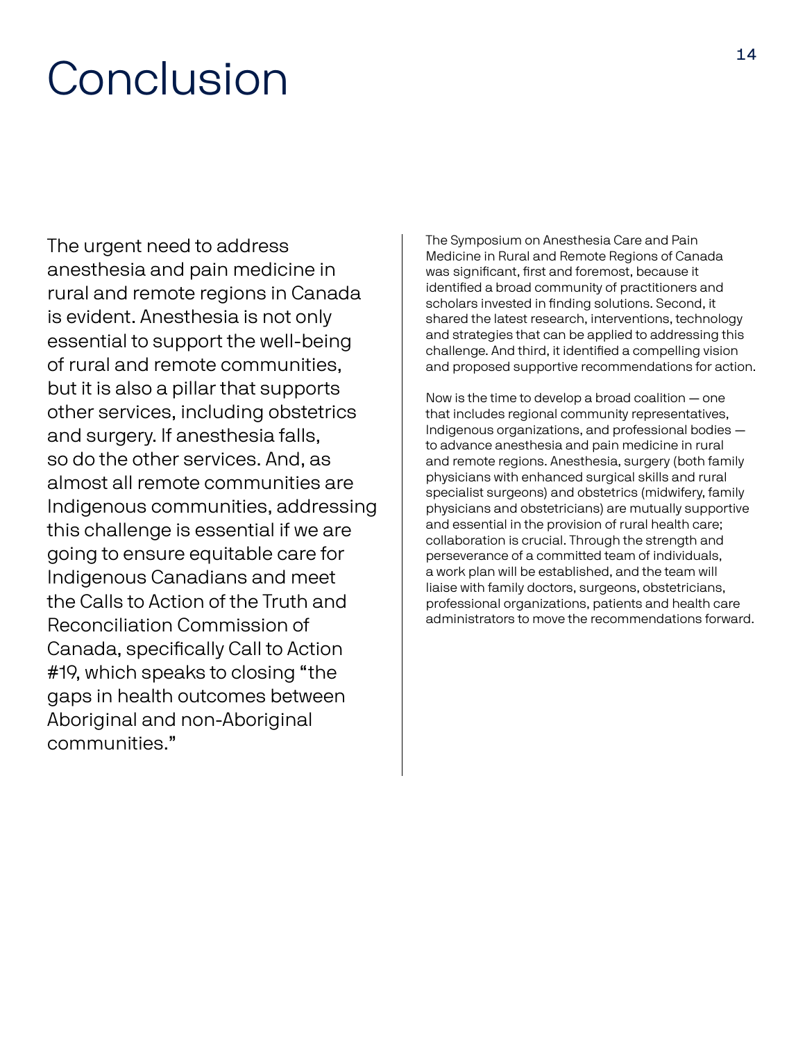# Conclusion

The urgent need to address anesthesia and pain medicine in rural and remote regions in Canada is evident. Anesthesia is not only essential to support the well-being of rural and remote communities, but it is also a pillar that supports other services, including obstetrics and surgery. If anesthesia falls, so do the other services. And, as almost all remote communities are Indigenous communities, addressing this challenge is essential if we are going to ensure equitable care for Indigenous Canadians and meet the Calls to Action of the Truth and Reconciliation Commission of Canada, specifically Call to Action #19, which speaks to closing "the gaps in health outcomes between Aboriginal and non-Aboriginal communities."

The Symposium on Anesthesia Care and Pain Medicine in Rural and Remote Regions of Canada was significant, first and foremost, because it identified a broad community of practitioners and scholars invested in finding solutions. Second, it shared the latest research, interventions, technology and strategies that can be applied to addressing this challenge. And third, it identified a compelling vision and proposed supportive recommendations for action.

Now is the time to develop a broad coalition — one that includes regional community representatives, Indigenous organizations, and professional bodies — to advance anesthesia and pain medicine in rural and remote regions. Anesthesia, surgery (both family physicians with enhanced surgical skills and rural specialist surgeons) and obstetrics (midwifery, family physicians and obstetricians) are mutually supportive and essential in the provision of rural health care; collaboration is crucial. Through the strength and perseverance of a committed team of individuals, a work plan will be established, and the team will liaise with family doctors, surgeons, obstetricians, professional organizations, patients and health care administrators to move the recommendations forward.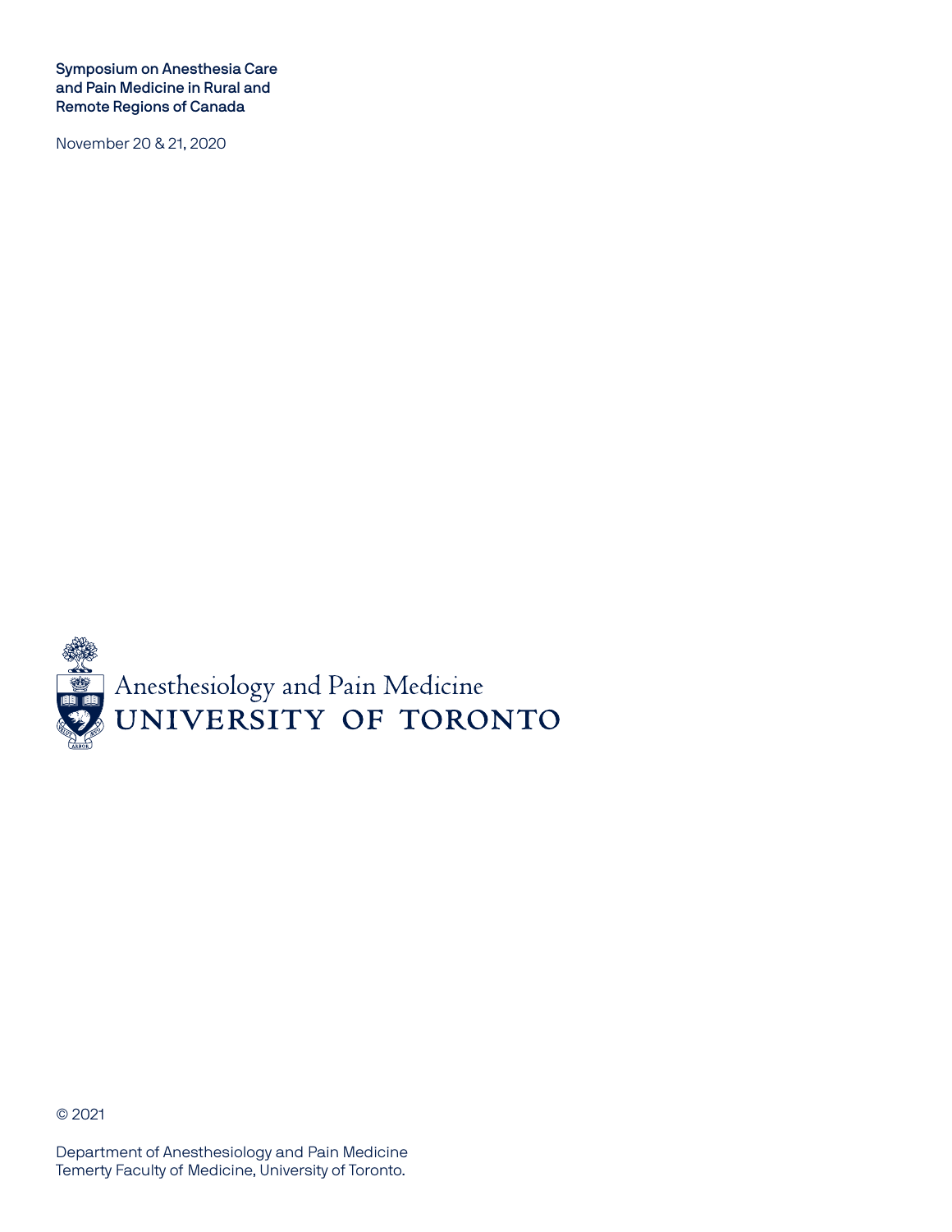**Symposium on Anesthesia Care and Pain Medicine in Rural and Remote Regions of Canada**

November 20 & 21, 2020

Anesthesiology and Pain Medicine
UNIVERSITY OF TORONTO

© 2021

Department of Anesthesiology and Pain Medicine
Temerty Faculty of Medicine, University of Toronto.